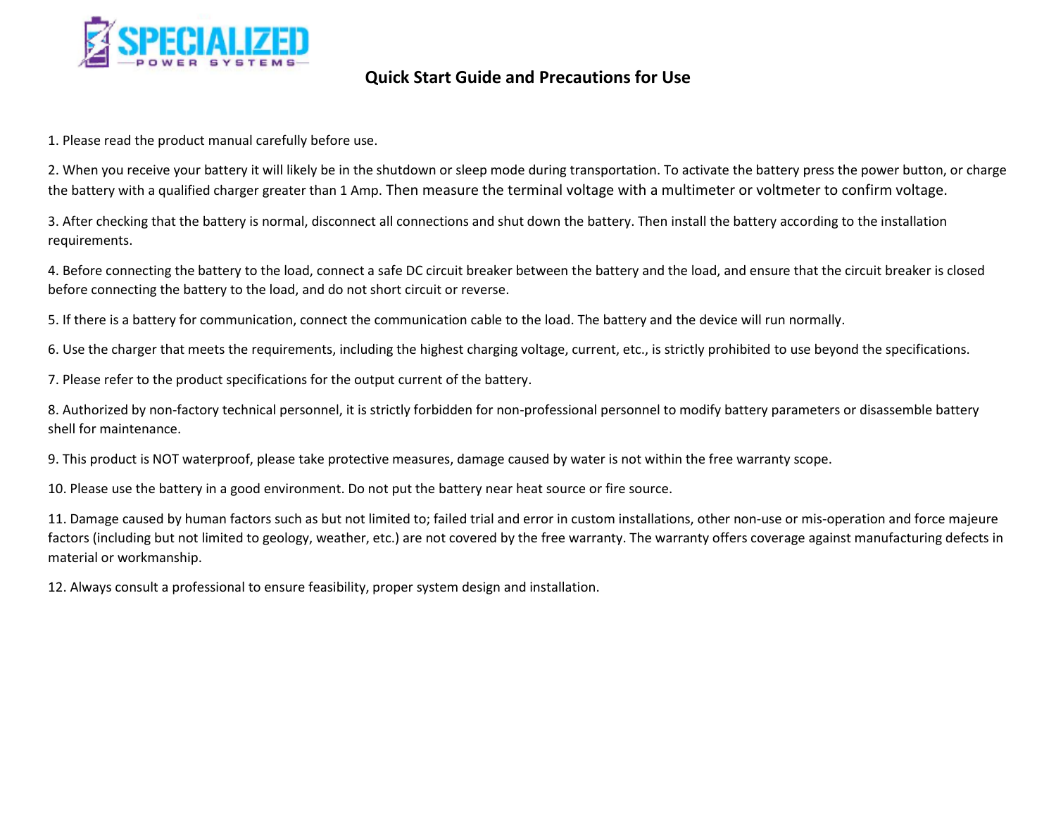SPECIALIZED POWER SYSTEMS

# Quick Start Guide and Precautions for Use

1. Please read the product manual carefully before use.

2. When you receive your battery it will likely be in the shutdown or sleep mode during transportation. To activate the battery press the power button, or charge the battery with a qualified charger greater than 1 Amp. Then measure the terminal voltage with a multimeter or voltmeter to confirm voltage.

3. After checking that the battery is normal, disconnect all connections and shut down the battery. Then install the battery according to the installation requirements.

4. Before connecting the battery to the load, connect a safe DC circuit breaker between the battery and the load, and ensure that the circuit breaker is closed before connecting the battery to the load, and do not short circuit or reverse.

5. If there is a battery for communication, connect the communication cable to the load. The battery and the device will run normally.

6. Use the charger that meets the requirements, including the highest charging voltage, current, etc., is strictly prohibited to use beyond the specifications.

7. Please refer to the product specifications for the output current of the battery.

8. Authorized by non-factory technical personnel, it is strictly forbidden for non-professional personnel to modify battery parameters or disassemble battery shell for maintenance.

9. This product is NOT waterproof, please take protective measures, damage caused by water is not within the free warranty scope.

10. Please use the battery in a good environment. Do not put the battery near heat source or fire source.

11. Damage caused by human factors such as but not limited to; failed trial and error in custom installations, other non-use or mis-operation and force majeure factors (including but not limited to geology, weather, etc.) are not covered by the free warranty. The warranty offers coverage against manufacturing defects in material or workmanship.

12. Always consult a professional to ensure feasibility, proper system design and installation.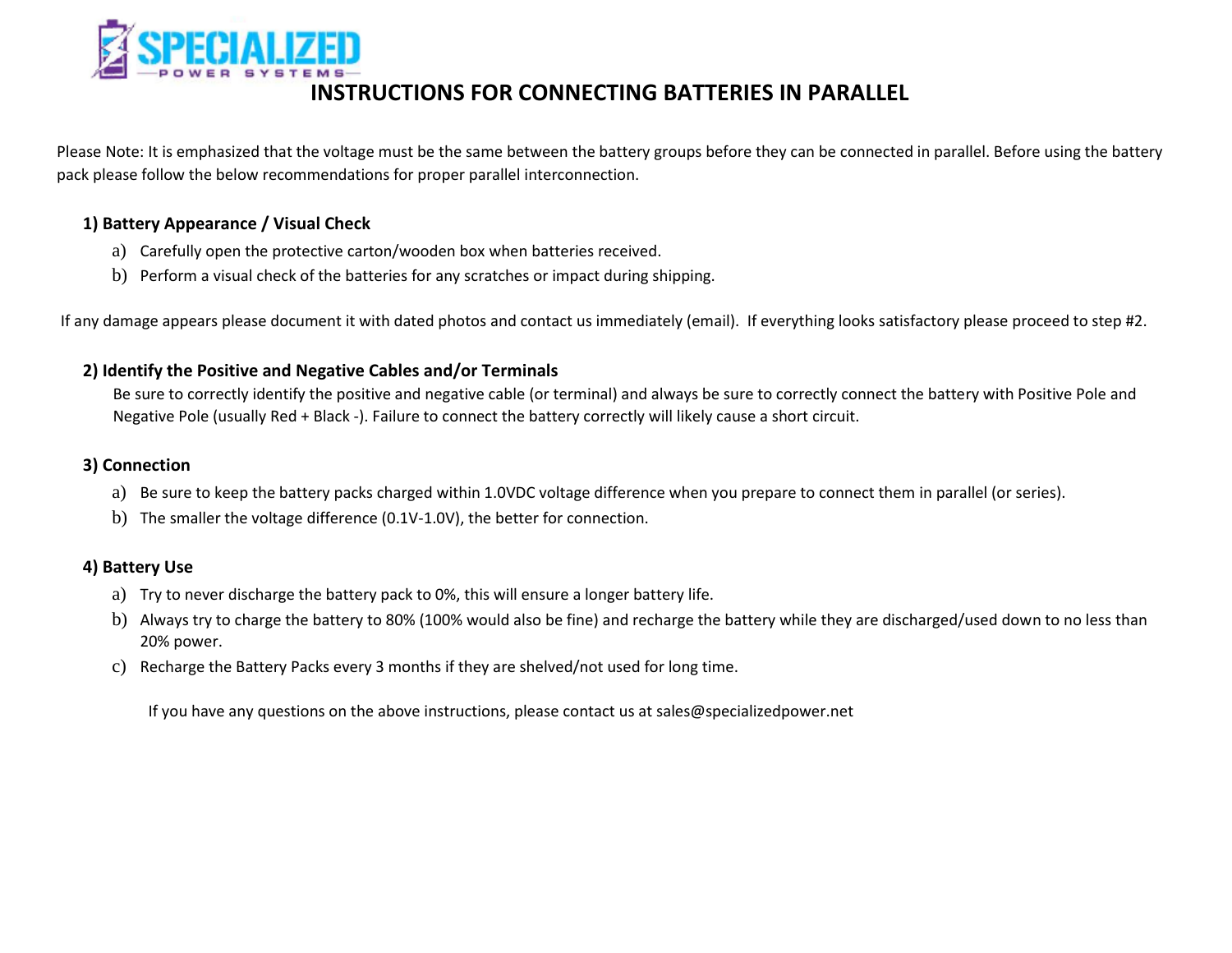# INSTRUCTIONS FOR CONNECTING BATTERIES IN PARALLEL

Please Note: It is emphasized that the voltage must be the same between the battery groups before they can be connected in parallel. Before using the battery pack please follow the below recommendations for proper parallel interconnection.

### 1) Battery Appearance / Visual Check

a) Carefully open the protective carton/wooden box when batteries received.

b) Perform a visual check of the batteries for any scratches or impact during shipping.

If any damage appears please document it with dated photos and contact us immediately (email). If everything looks satisfactory please proceed to step #2.

### 2) Identify the Positive and Negative Cables and/or Terminals

Be sure to correctly identify the positive and negative cable (or terminal) and always be sure to correctly connect the battery with Positive Pole and Negative Pole (usually Red + Black -). Failure to connect the battery correctly will likely cause a short circuit.

### 3) Connection

a) Be sure to keep the battery packs charged within 1.0VDC voltage difference when you prepare to connect them in parallel (or series).

b) The smaller the voltage difference (0.1V-1.0V), the better for connection.

### 4) Battery Use

a) Try to never discharge the battery pack to 0%, this will ensure a longer battery life.

b) Always try to charge the battery to 80% (100% would also be fine) and recharge the battery while they are discharged/used down to no less than 20% power.

c) Recharge the Battery Packs every 3 months if they are shelved/not used for long time.

If you have any questions on the above instructions, please contact us at sales@specializedpower.net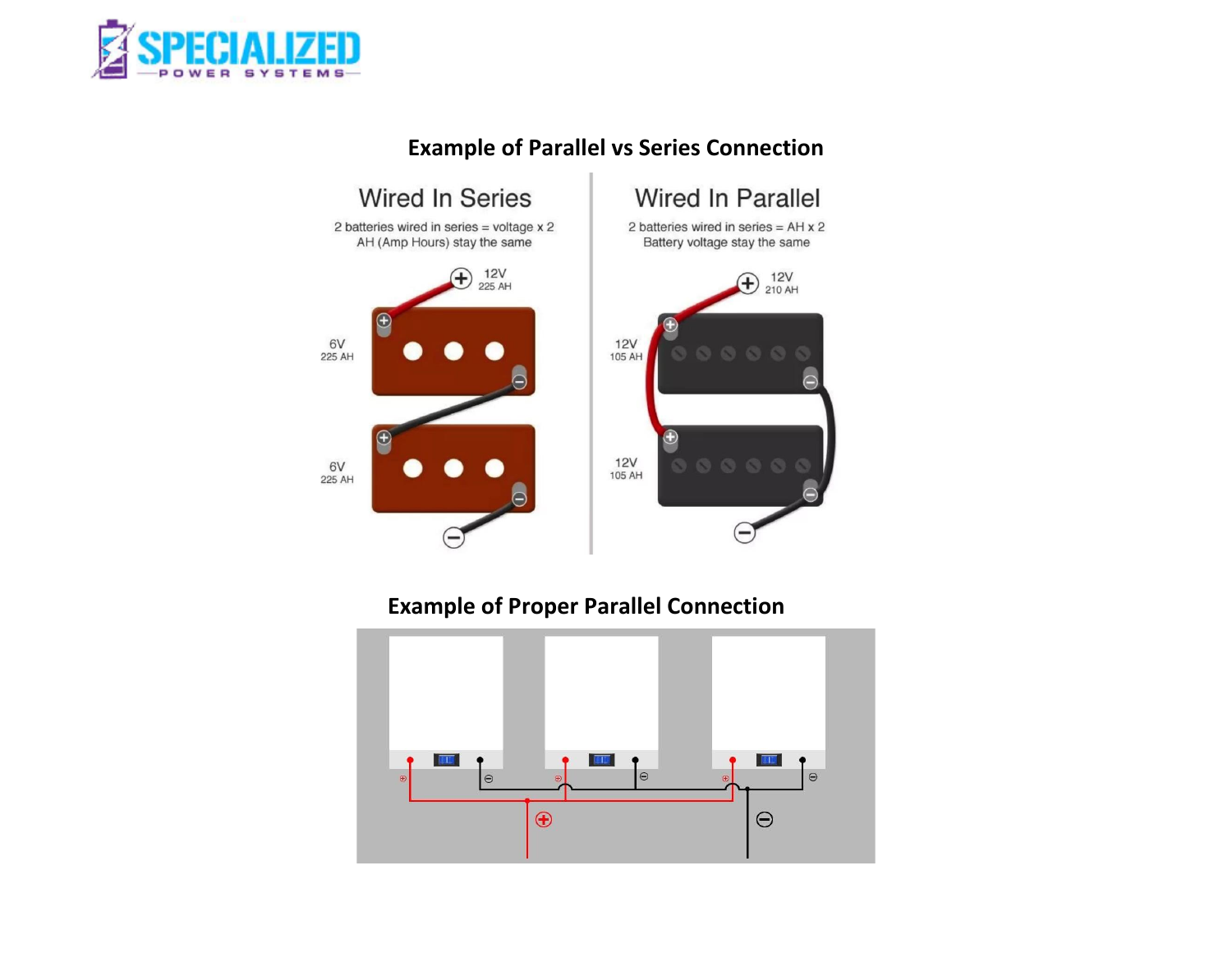## Example of Parallel vs Series Connection

Wired In Series

2 batteries wired in series = voltage x 2
AH (Amp Hours) stay the same

12V
225 AH

6V
225 AH

6V
225 AH

Wired In Parallel

2 batteries wired in series = AH x 2
Battery voltage stay the same

12V
210 AH

12V
105 AH

12V
105 AH

## Example of Proper Parallel Connection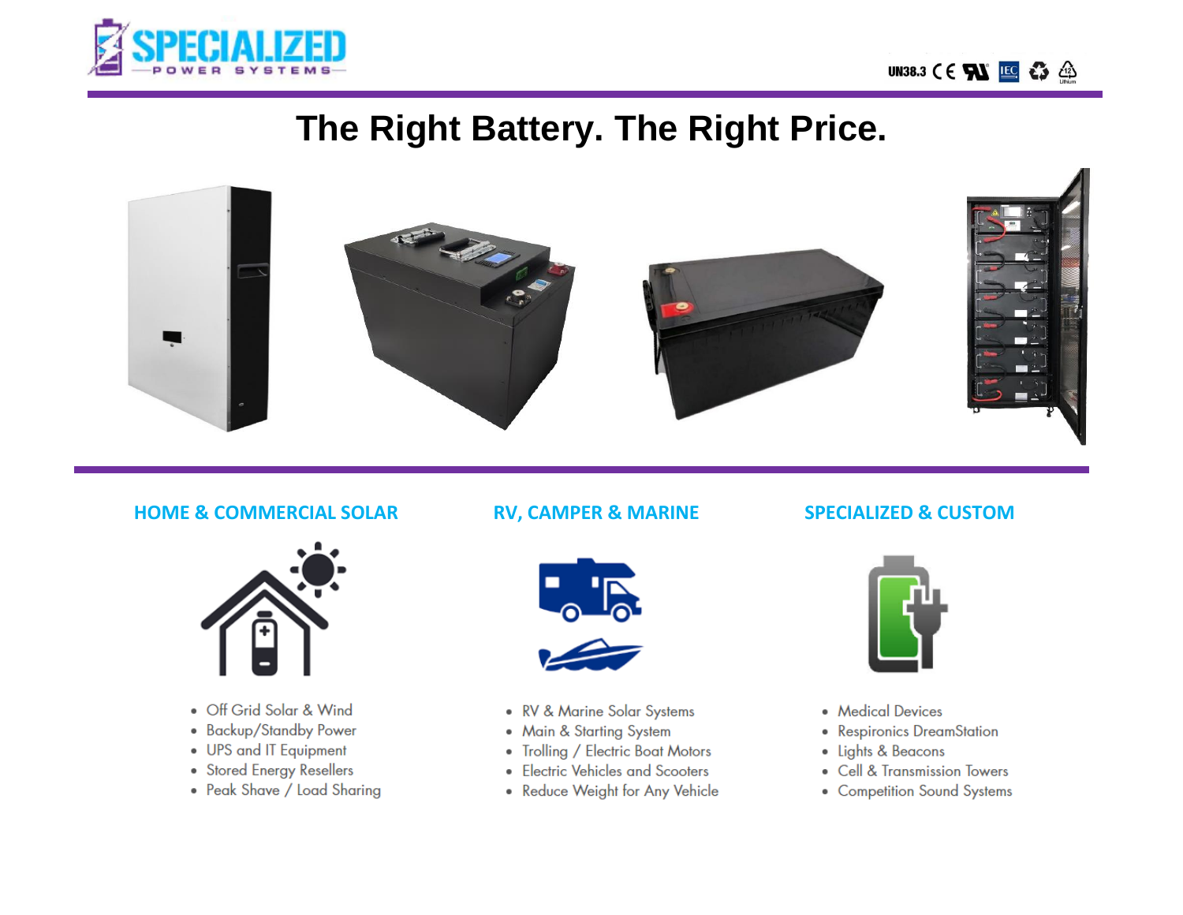# The Right Battery. The Right Price.

## HOME & COMMERCIAL SOLAR

- Off Grid Solar & Wind
- Backup/Standby Power
- UPS and IT Equipment
- Stored Energy Resellers
- Peak Shave / Load Sharing

## RV, CAMPER & MARINE

- RV & Marine Solar Systems
- Main & Starting System
- Trolling / Electric Boat Motors
- Electric Vehicles and Scooters
- Reduce Weight for Any Vehicle

## SPECIALIZED & CUSTOM

- Medical Devices
- Respironics DreamStation
- Lights & Beacons
- Cell & Transmission Towers
- Competition Sound Systems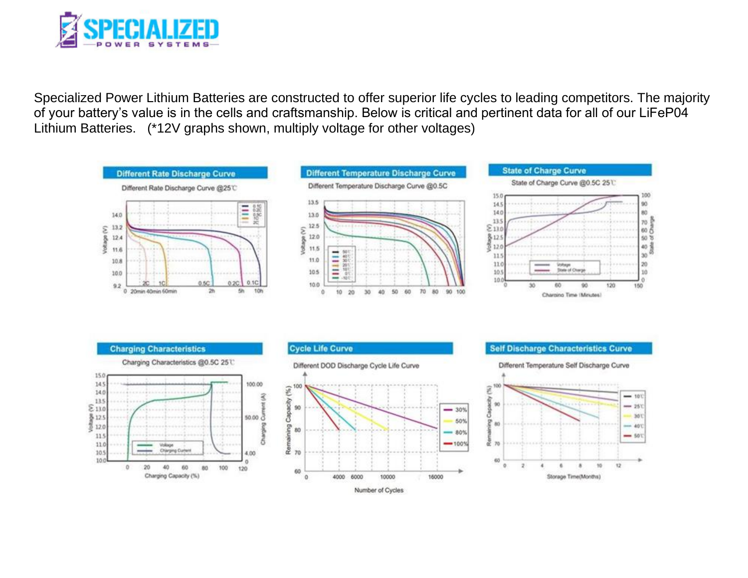Specialized Power Lithium Batteries are constructed to offer superior life cycles to leading competitors. The majority of your battery's value is in the cells and craftsmanship. Below is critical and pertinent data for all of our LiFeP04 Lithium Batteries.   (*12V graphs shown, multiply voltage for other voltages)

**Different Rate Discharge Curve**

Different Rate Discharge Curve @25℃

**Different Temperature Discharge Curve**

Different Temperature Discharge Curve @0.5C

**State of Charge Curve**

State of Charge Curve @0.5C 25℃

**Charging Characteristics**

Charging Characteristics @0.5C 25℃

**Cycle Life Curve**

Different DOD Discharge Cycle Life Curve

**Self Discharge Characteristics Curve**

Different Temperature Self Discharge Curve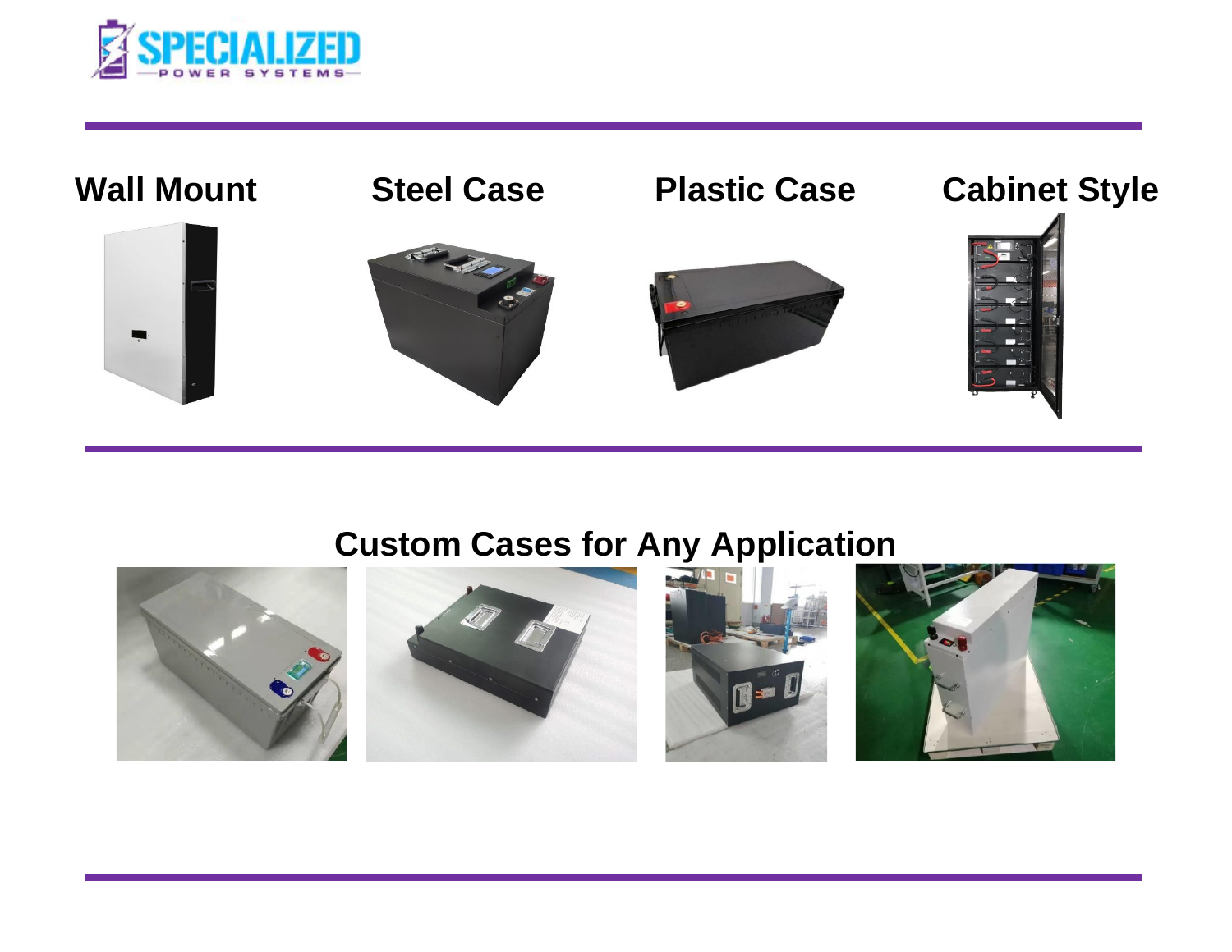Wall Mount

Steel Case

Plastic Case

Cabinet Style

## Custom Cases for Any Application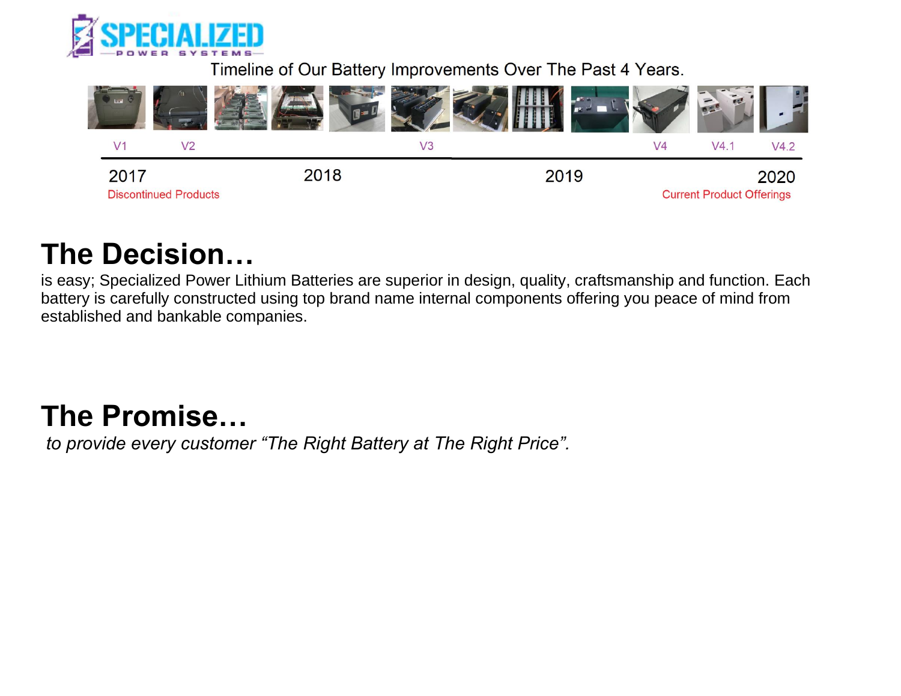SPECIALIZED
POWER SYSTEMS

Timeline of Our Battery Improvements Over The Past 4 Years.

V1 V2 V3 V4 V4.1 V4.2

2017 2018 2019 2020

Discontinued Products

Current Product Offerings

# The Decision…

is easy; Specialized Power Lithium Batteries are superior in design, quality, craftsmanship and function. Each battery is carefully constructed using top brand name internal components offering you peace of mind from established and bankable companies.

# The Promise…

*to provide every customer “The Right Battery at The Right Price”.*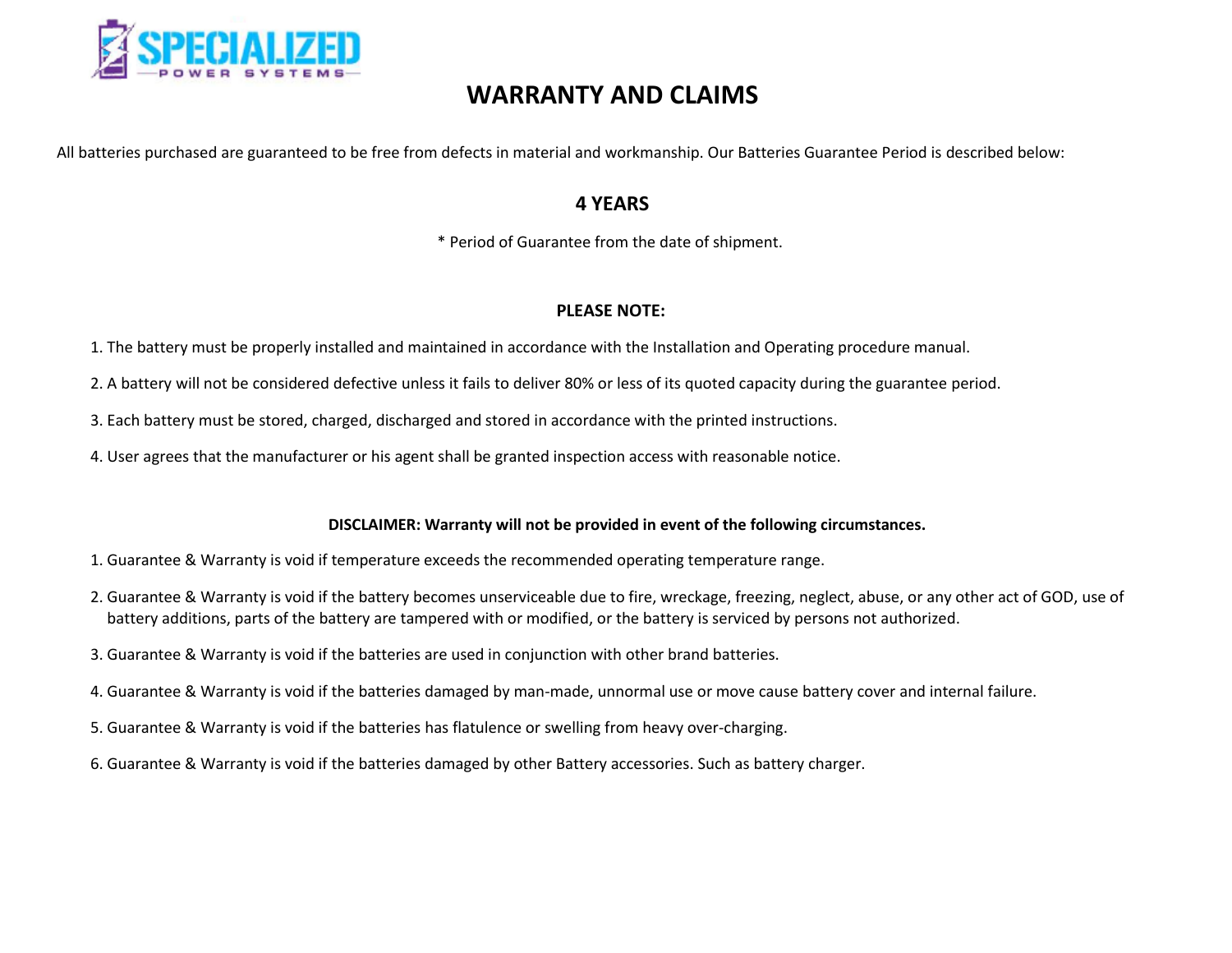# WARRANTY AND CLAIMS

All batteries purchased are guaranteed to be free from defects in material and workmanship. Our Batteries Guarantee Period is described below:

## 4 YEARS

* Period of Guarantee from the date of shipment.

**PLEASE NOTE:**

1. The battery must be properly installed and maintained in accordance with the Installation and Operating procedure manual.
2. A battery will not be considered defective unless it fails to deliver 80% or less of its quoted capacity during the guarantee period.
3. Each battery must be stored, charged, discharged and stored in accordance with the printed instructions.
4. User agrees that the manufacturer or his agent shall be granted inspection access with reasonable notice.

**DISCLAIMER: Warranty will not be provided in event of the following circumstances.**

1. Guarantee & Warranty is void if temperature exceeds the recommended operating temperature range.
2. Guarantee & Warranty is void if the battery becomes unserviceable due to fire, wreckage, freezing, neglect, abuse, or any other act of GOD, use of battery additions, parts of the battery are tampered with or modified, or the battery is serviced by persons not authorized.
3. Guarantee & Warranty is void if the batteries are used in conjunction with other brand batteries.
4. Guarantee & Warranty is void if the batteries damaged by man-made, unnormal use or move cause battery cover and internal failure.
5. Guarantee & Warranty is void if the batteries has flatulence or swelling from heavy over-charging.
6. Guarantee & Warranty is void if the batteries damaged by other Battery accessories. Such as battery charger.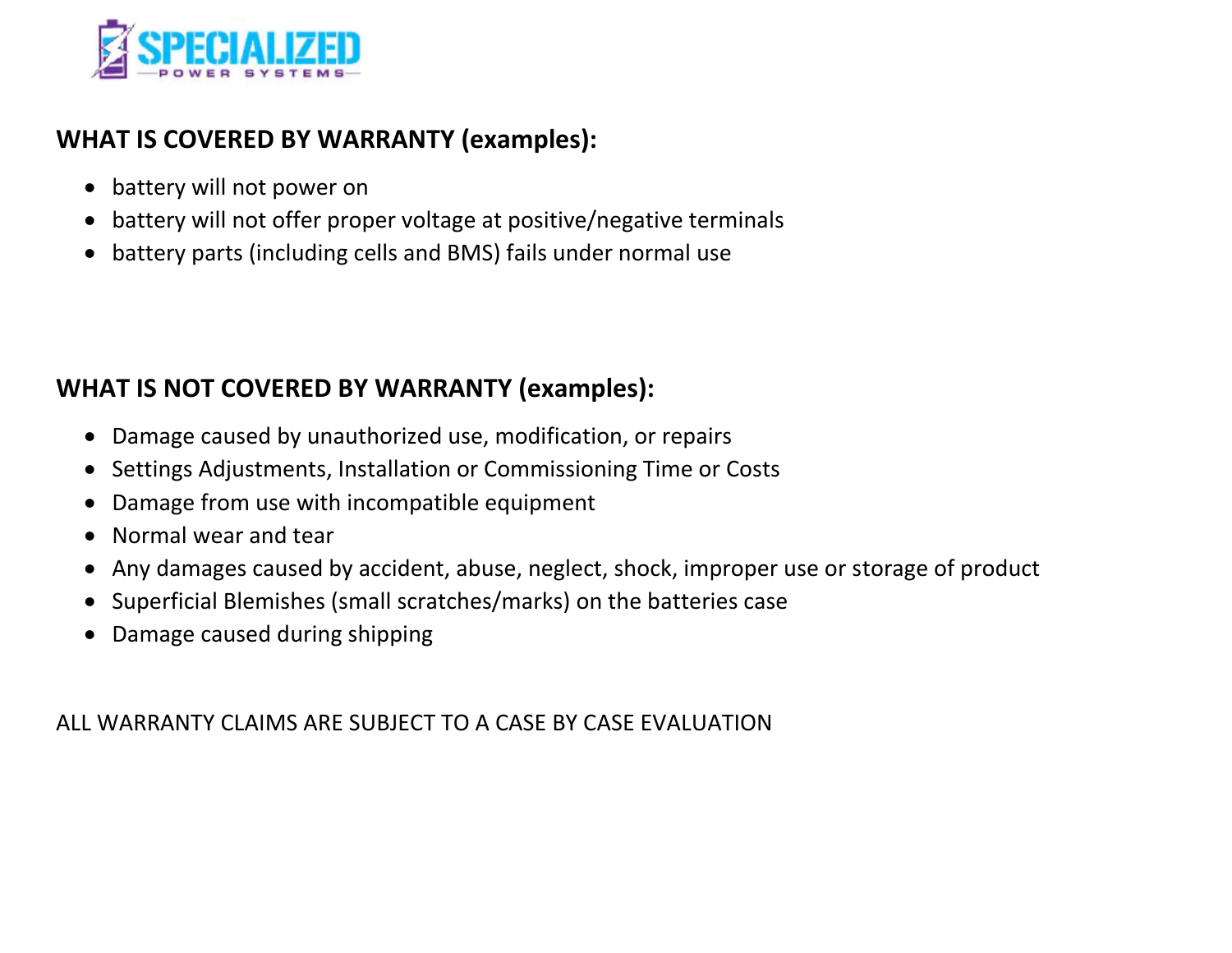## WHAT IS COVERED BY WARRANTY (examples):

- battery will not power on
- battery will not offer proper voltage at positive/negative terminals
- battery parts (including cells and BMS) fails under normal use

## WHAT IS NOT COVERED BY WARRANTY (examples):

- Damage caused by unauthorized use, modification, or repairs
- Settings Adjustments, Installation or Commissioning Time or Costs
- Damage from use with incompatible equipment
- Normal wear and tear
- Any damages caused by accident, abuse, neglect, shock, improper use or storage of product
- Superficial Blemishes (small scratches/marks) on the batteries case
- Damage caused during shipping

ALL WARRANTY CLAIMS ARE SUBJECT TO A CASE BY CASE EVALUATION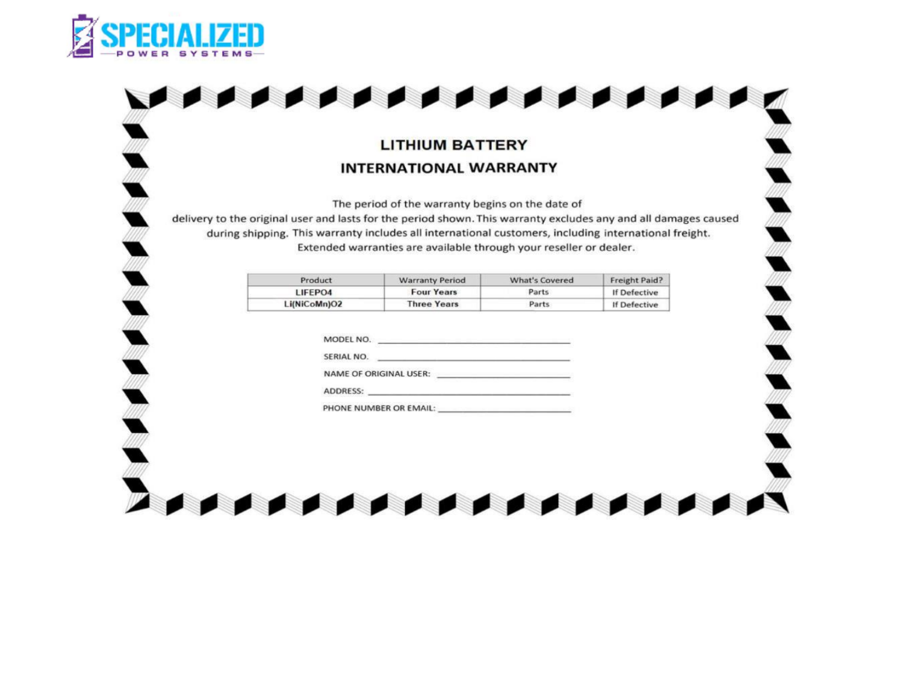# LITHIUM BATTERY

## INTERNATIONAL WARRANTY

The period of the warranty begins on the date of delivery to the original user and lasts for the period shown. This warranty excludes any and all damages caused during shipping. This warranty includes all international customers, including international freight. Extended warranties are available through your reseller or dealer.

| Product | Warranty Period | What's Covered | Freight Paid? |
|---|---|---|---|
| LIFEPO4 | Four Years | Parts | If Defective |
| Li(NiCoMn)O2 | Three Years | Parts | If Defective |

MODEL NO. ___________________________

SERIAL NO. ___________________________

NAME OF ORIGINAL USER: ___________________________

ADDRESS: ___________________________

PHONE NUMBER OR EMAIL: ___________________________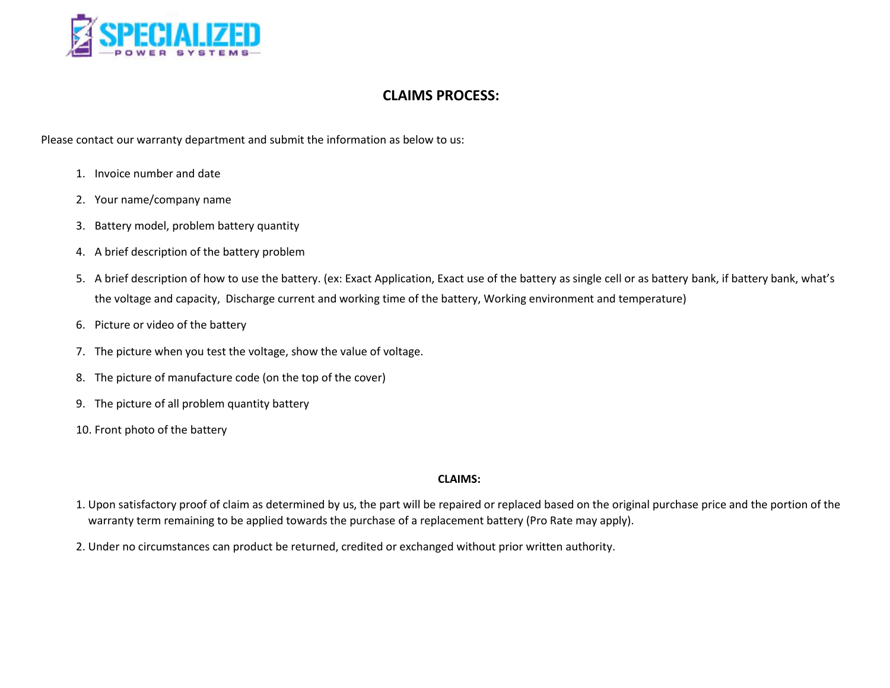## CLAIMS PROCESS:

Please contact our warranty department and submit the information as below to us:

1. Invoice number and date
2. Your name/company name
3. Battery model, problem battery quantity
4. A brief description of the battery problem
5. A brief description of how to use the battery. (ex: Exact Application, Exact use of the battery as single cell or as battery bank, if battery bank, what's the voltage and capacity, Discharge current and working time of the battery, Working environment and temperature)
6. Picture or video of the battery
7. The picture when you test the voltage, show the value of voltage.
8. The picture of manufacture code (on the top of the cover)
9. The picture of all problem quantity battery
10. Front photo of the battery

**CLAIMS:**

1. Upon satisfactory proof of claim as determined by us, the part will be repaired or replaced based on the original purchase price and the portion of the warranty term remaining to be applied towards the purchase of a replacement battery (Pro Rate may apply).
2. Under no circumstances can product be returned, credited or exchanged without prior written authority.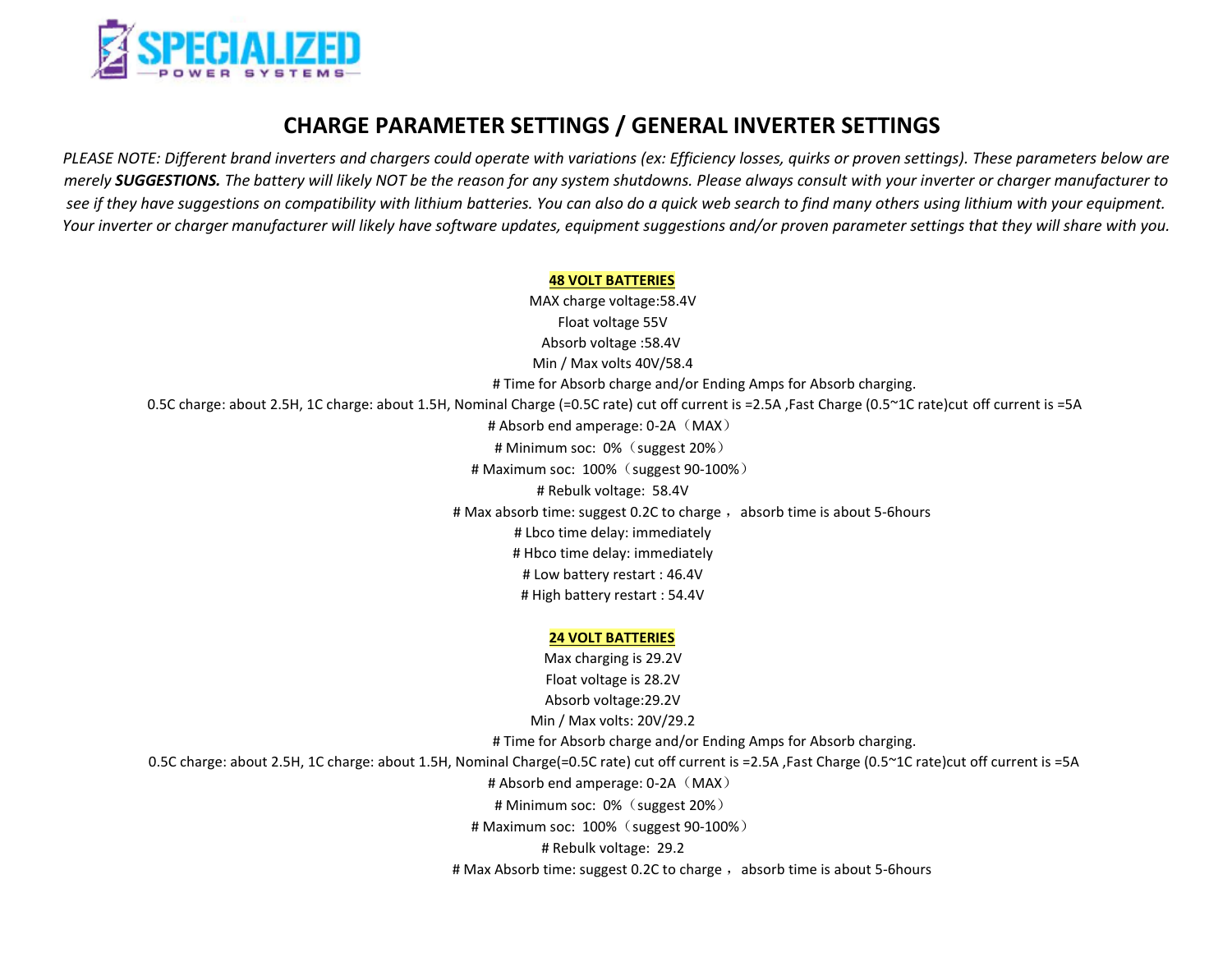# CHARGE PARAMETER SETTINGS / GENERAL INVERTER SETTINGS

*PLEASE NOTE: Different brand inverters and chargers could operate with variations (ex: Efficiency losses, quirks or proven settings). These parameters below are merely **SUGGESTIONS.** The battery will likely NOT be the reason for any system shutdowns. Please always consult with your inverter or charger manufacturer to see if they have suggestions on compatibility with lithium batteries. You can also do a quick web search to find many others using lithium with your equipment. Your inverter or charger manufacturer will likely have software updates, equipment suggestions and/or proven parameter settings that they will share with you.*

**48 VOLT BATTERIES**

MAX charge voltage:58.4V

Float voltage 55V

Absorb voltage :58.4V

Min / Max volts 40V/58.4

# Time for Absorb charge and/or Ending Amps for Absorb charging.

0.5C charge: about 2.5H, 1C charge: about 1.5H, Nominal Charge (=0.5C rate) cut off current is =2.5A ,Fast Charge (0.5~1C rate)cut off current is =5A

# Absorb end amperage: 0-2A（MAX）

# Minimum soc: 0%（suggest 20%）

# Maximum soc: 100%（suggest 90-100%）

# Rebulk voltage: 58.4V

# Max absorb time: suggest 0.2C to charge， absorb time is about 5-6hours

# Lbco time delay: immediately

# Hbco time delay: immediately

# Low battery restart : 46.4V

# High battery restart : 54.4V

**24 VOLT BATTERIES**

Max charging is 29.2V

Float voltage is 28.2V

Absorb voltage:29.2V

Min / Max volts: 20V/29.2

# Time for Absorb charge and/or Ending Amps for Absorb charging.

0.5C charge: about 2.5H, 1C charge: about 1.5H, Nominal Charge(=0.5C rate) cut off current is =2.5A ,Fast Charge (0.5~1C rate)cut off current is =5A

# Absorb end amperage: 0-2A（MAX）

# Minimum soc: 0%（suggest 20%）

# Maximum soc: 100%（suggest 90-100%）

# Rebulk voltage: 29.2

# Max Absorb time: suggest 0.2C to charge， absorb time is about 5-6hours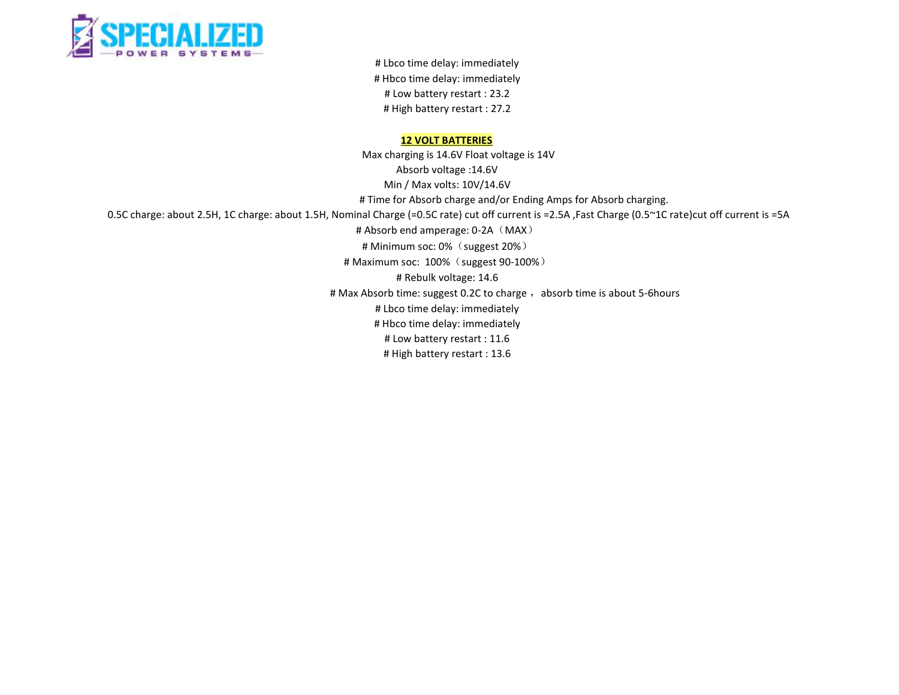# Lbco time delay: immediately

# Hbco time delay: immediately

# Low battery restart : 23.2

# High battery restart : 27.2

**12 VOLT BATTERIES**

Max charging is 14.6V Float voltage is 14V

Absorb voltage :14.6V

Min / Max volts: 10V/14.6V

# Time for Absorb charge and/or Ending Amps for Absorb charging.

0.5C charge: about 2.5H, 1C charge: about 1.5H, Nominal Charge (=0.5C rate) cut off current is =2.5A ,Fast Charge (0.5~1C rate)cut off current is =5A

# Absorb end amperage: 0-2A（MAX）

# Minimum soc: 0%（suggest 20%）

# Maximum soc:  100%（suggest 90-100%）

# Rebulk voltage: 14.6

# Max Absorb time: suggest 0.2C to charge， absorb time is about 5-6hours

# Lbco time delay: immediately

# Hbco time delay: immediately

# Low battery restart : 11.6

# High battery restart : 13.6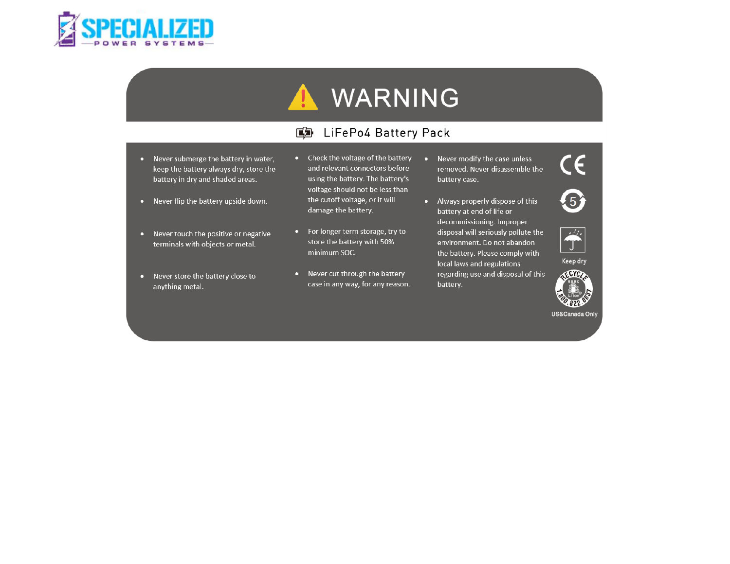# WARNING

## LiFePo4 Battery Pack

- Never submerge the battery in water, keep the battery always dry, store the battery in dry and shaded areas.
- Never flip the battery upside down.
- Never touch the positive or negative terminals with objects or metal.
- Never store the battery close to anything metal.
- Check the voltage of the battery and relevant connectors before using the battery. The battery's voltage should not be less than the cutoff voltage, or it will damage the battery.
- For longer term storage, try to store the battery with 50% minimum SOC.
- Never cut through the battery case in any way, for any reason.
- Never modify the case unless removed. Never disassemble the battery case.
- Always properly dispose of this battery at end of life or decommissioning. Improper disposal will seriously pollute the environment. Do not abandon the battery. Please comply with local laws and regulations regarding use and disposal of this battery.

CE

5

Keep dry

RECYCLE RBRC Li Ion 1.800.822.8837

US&Canada Only